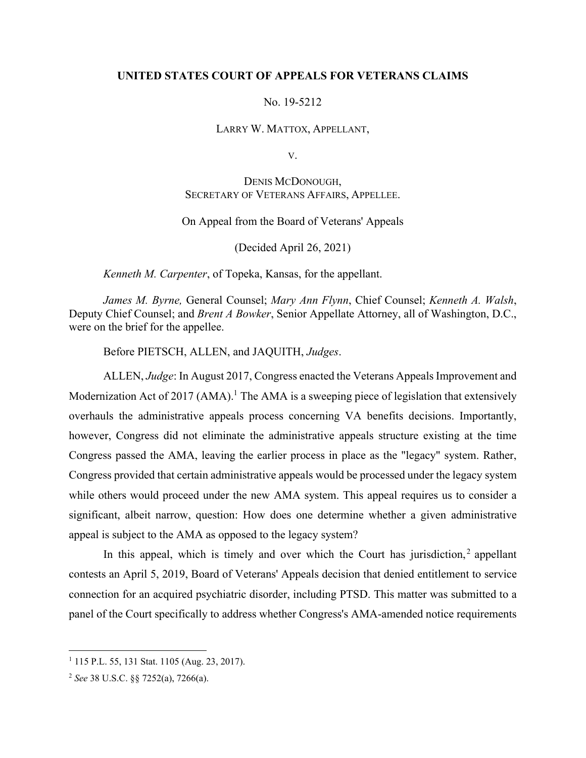**UNITED STATES COURT OF APPEALS FOR VETERANS CLAIMS**

No. 19-5212

LARRY W. MATTOX, APPELLANT,

V.

DENIS MCDONOUGH,
SECRETARY OF VETERANS AFFAIRS, APPELLEE.

On Appeal from the Board of Veterans' Appeals

(Decided April 26, 2021)

*Kenneth M. Carpenter*, of Topeka, Kansas, for the appellant.

*James M. Byrne,* General Counsel; *Mary Ann Flynn*, Chief Counsel; *Kenneth A. Walsh*, Deputy Chief Counsel; and *Brent A Bowker*, Senior Appellate Attorney, all of Washington, D.C., were on the brief for the appellee.

Before PIETSCH, ALLEN, and JAQUITH, *Judges*.

ALLEN, *Judge*: In August 2017, Congress enacted the Veterans Appeals Improvement and Modernization Act of 2017 (AMA).[1] The AMA is a sweeping piece of legislation that extensively overhauls the administrative appeals process concerning VA benefits decisions. Importantly, however, Congress did not eliminate the administrative appeals structure existing at the time Congress passed the AMA, leaving the earlier process in place as the "legacy" system. Rather, Congress provided that certain administrative appeals would be processed under the legacy system while others would proceed under the new AMA system. This appeal requires us to consider a significant, albeit narrow, question: How does one determine whether a given administrative appeal is subject to the AMA as opposed to the legacy system?

In this appeal, which is timely and over which the Court has jurisdiction,[2] appellant contests an April 5, 2019, Board of Veterans' Appeals decision that denied entitlement to service connection for an acquired psychiatric disorder, including PTSD. This matter was submitted to a panel of the Court specifically to address whether Congress's AMA-amended notice requirements

---

[1] 115 P.L. 55, 131 Stat. 1105 (Aug. 23, 2017).

[2] *See* 38 U.S.C. §§ 7252(a), 7266(a).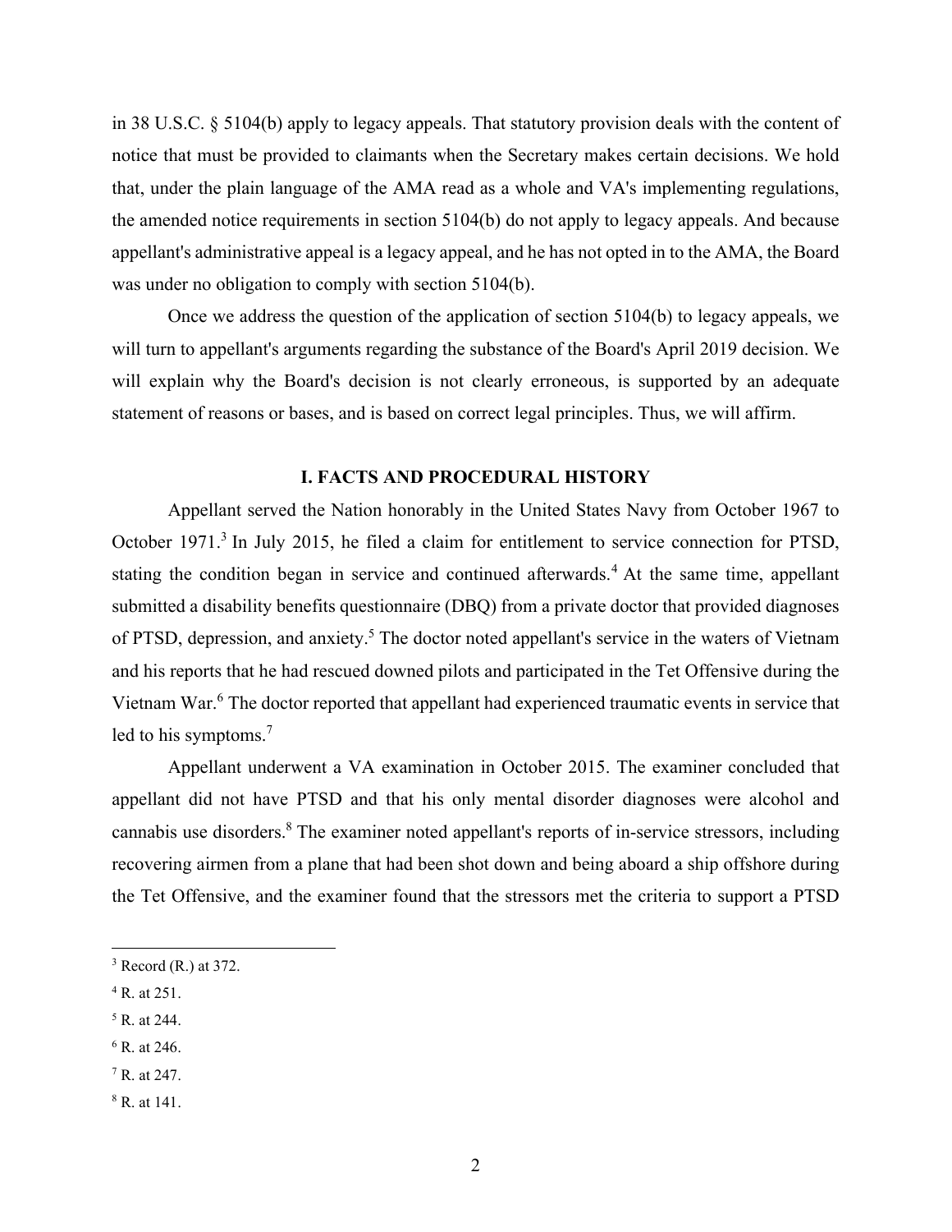in 38 U.S.C. § 5104(b) apply to legacy appeals. That statutory provision deals with the content of notice that must be provided to claimants when the Secretary makes certain decisions. We hold that, under the plain language of the AMA read as a whole and VA's implementing regulations, the amended notice requirements in section 5104(b) do not apply to legacy appeals. And because appellant's administrative appeal is a legacy appeal, and he has not opted in to the AMA, the Board was under no obligation to comply with section 5104(b).

Once we address the question of the application of section 5104(b) to legacy appeals, we will turn to appellant's arguments regarding the substance of the Board's April 2019 decision. We will explain why the Board's decision is not clearly erroneous, is supported by an adequate statement of reasons or bases, and is based on correct legal principles. Thus, we will affirm.

## I. FACTS AND PROCEDURAL HISTORY

Appellant served the Nation honorably in the United States Navy from October 1967 to October 1971.[3] In July 2015, he filed a claim for entitlement to service connection for PTSD, stating the condition began in service and continued afterwards.[4] At the same time, appellant submitted a disability benefits questionnaire (DBQ) from a private doctor that provided diagnoses of PTSD, depression, and anxiety.[5] The doctor noted appellant's service in the waters of Vietnam and his reports that he had rescued downed pilots and participated in the Tet Offensive during the Vietnam War.[6] The doctor reported that appellant had experienced traumatic events in service that led to his symptoms.[7]

Appellant underwent a VA examination in October 2015. The examiner concluded that appellant did not have PTSD and that his only mental disorder diagnoses were alcohol and cannabis use disorders.[8] The examiner noted appellant's reports of in-service stressors, including recovering airmen from a plane that had been shot down and being aboard a ship offshore during the Tet Offensive, and the examiner found that the stressors met the criteria to support a PTSD

---

[3] Record (R.) at 372.

[4] R. at 251.

[5] R. at 244.

[6] R. at 246.

[7] R. at 247.

[8] R. at 141.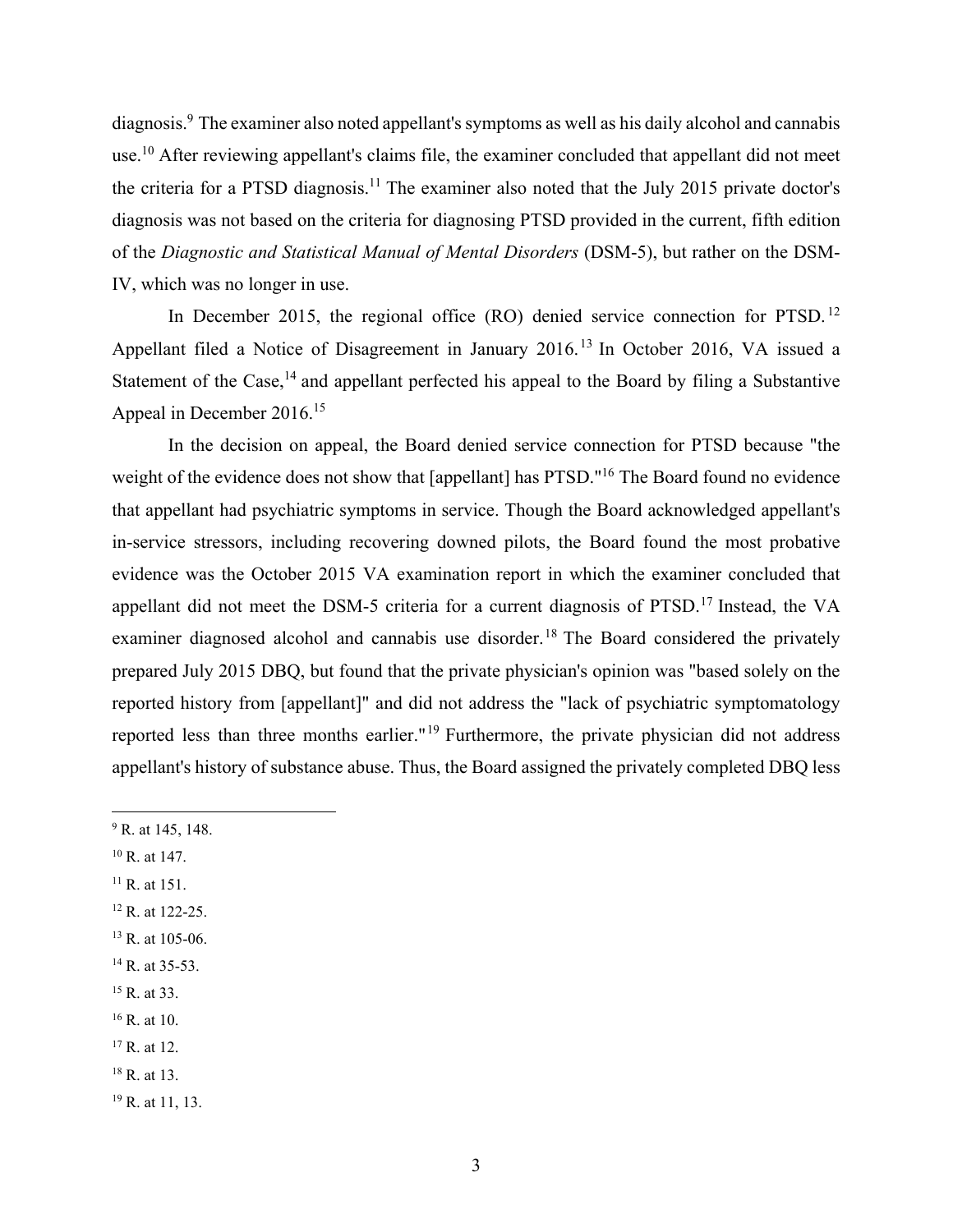diagnosis.[9] The examiner also noted appellant's symptoms as well as his daily alcohol and cannabis use.[10] After reviewing appellant's claims file, the examiner concluded that appellant did not meet the criteria for a PTSD diagnosis.[11] The examiner also noted that the July 2015 private doctor's diagnosis was not based on the criteria for diagnosing PTSD provided in the current, fifth edition of the *Diagnostic and Statistical Manual of Mental Disorders* (DSM-5), but rather on the DSM-IV, which was no longer in use.

In December 2015, the regional office (RO) denied service connection for PTSD.[12] Appellant filed a Notice of Disagreement in January 2016.[13] In October 2016, VA issued a Statement of the Case,[14] and appellant perfected his appeal to the Board by filing a Substantive Appeal in December 2016.[15]

In the decision on appeal, the Board denied service connection for PTSD because "the weight of the evidence does not show that [appellant] has PTSD."[16] The Board found no evidence that appellant had psychiatric symptoms in service. Though the Board acknowledged appellant's in-service stressors, including recovering downed pilots, the Board found the most probative evidence was the October 2015 VA examination report in which the examiner concluded that appellant did not meet the DSM-5 criteria for a current diagnosis of PTSD.[17] Instead, the VA examiner diagnosed alcohol and cannabis use disorder.[18] The Board considered the privately prepared July 2015 DBQ, but found that the private physician's opinion was "based solely on the reported history from [appellant]" and did not address the "lack of psychiatric symptomatology reported less than three months earlier."[19] Furthermore, the private physician did not address appellant's history of substance abuse. Thus, the Board assigned the privately completed DBQ less

---

[9] R. at 145, 148.

[10] R. at 147.

[11] R. at 151.

[12] R. at 122-25.

[13] R. at 105-06.

[14] R. at 35-53.

[15] R. at 33.

[16] R. at 10.

[17] R. at 12.

[18] R. at 13.

[19] R. at 11, 13.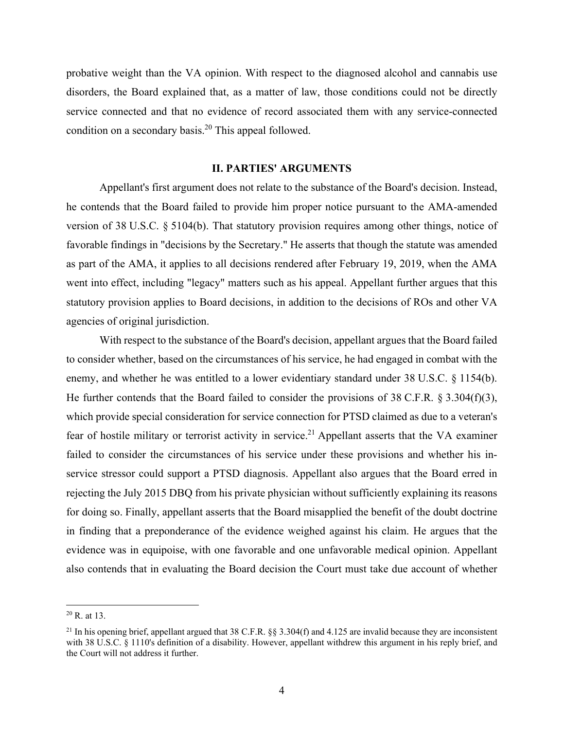probative weight than the VA opinion. With respect to the diagnosed alcohol and cannabis use disorders, the Board explained that, as a matter of law, those conditions could not be directly service connected and that no evidence of record associated them with any service-connected condition on a secondary basis.[20] This appeal followed.

## II. PARTIES' ARGUMENTS

Appellant's first argument does not relate to the substance of the Board's decision. Instead, he contends that the Board failed to provide him proper notice pursuant to the AMA-amended version of 38 U.S.C. § 5104(b). That statutory provision requires among other things, notice of favorable findings in "decisions by the Secretary." He asserts that though the statute was amended as part of the AMA, it applies to all decisions rendered after February 19, 2019, when the AMA went into effect, including "legacy" matters such as his appeal. Appellant further argues that this statutory provision applies to Board decisions, in addition to the decisions of ROs and other VA agencies of original jurisdiction.

With respect to the substance of the Board's decision, appellant argues that the Board failed to consider whether, based on the circumstances of his service, he had engaged in combat with the enemy, and whether he was entitled to a lower evidentiary standard under 38 U.S.C. § 1154(b). He further contends that the Board failed to consider the provisions of 38 C.F.R. § 3.304(f)(3), which provide special consideration for service connection for PTSD claimed as due to a veteran's fear of hostile military or terrorist activity in service.[21] Appellant asserts that the VA examiner failed to consider the circumstances of his service under these provisions and whether his in-service stressor could support a PTSD diagnosis. Appellant also argues that the Board erred in rejecting the July 2015 DBQ from his private physician without sufficiently explaining its reasons for doing so. Finally, appellant asserts that the Board misapplied the benefit of the doubt doctrine in finding that a preponderance of the evidence weighed against his claim. He argues that the evidence was in equipoise, with one favorable and one unfavorable medical opinion. Appellant also contends that in evaluating the Board decision the Court must take due account of whether

---

[20] R. at 13.

[21] In his opening brief, appellant argued that 38 C.F.R. §§ 3.304(f) and 4.125 are invalid because they are inconsistent with 38 U.S.C. § 1110's definition of a disability. However, appellant withdrew this argument in his reply brief, and the Court will not address it further.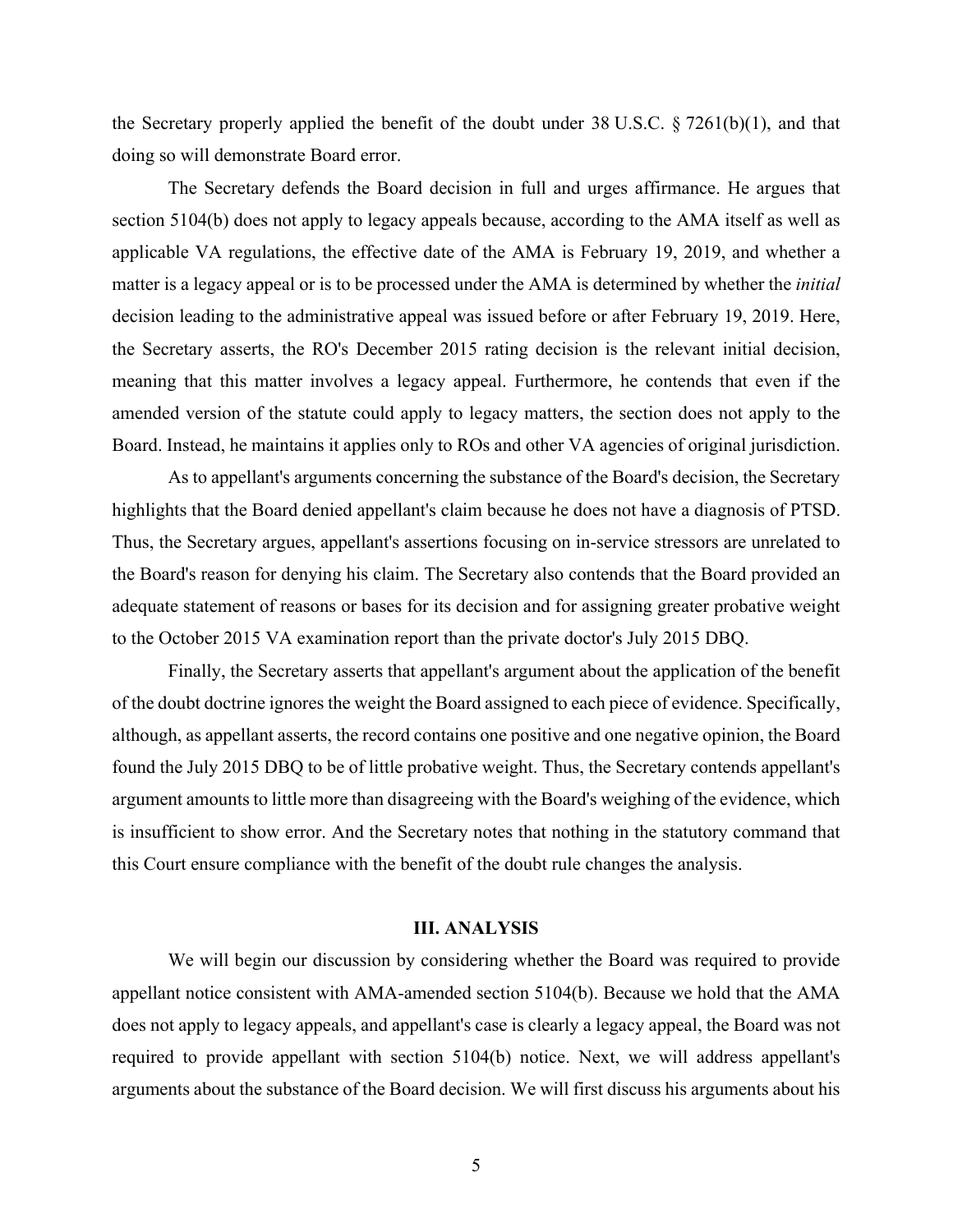the Secretary properly applied the benefit of the doubt under 38 U.S.C. § 7261(b)(1), and that doing so will demonstrate Board error.

The Secretary defends the Board decision in full and urges affirmance. He argues that section 5104(b) does not apply to legacy appeals because, according to the AMA itself as well as applicable VA regulations, the effective date of the AMA is February 19, 2019, and whether a matter is a legacy appeal or is to be processed under the AMA is determined by whether the *initial* decision leading to the administrative appeal was issued before or after February 19, 2019. Here, the Secretary asserts, the RO's December 2015 rating decision is the relevant initial decision, meaning that this matter involves a legacy appeal. Furthermore, he contends that even if the amended version of the statute could apply to legacy matters, the section does not apply to the Board. Instead, he maintains it applies only to ROs and other VA agencies of original jurisdiction.

As to appellant's arguments concerning the substance of the Board's decision, the Secretary highlights that the Board denied appellant's claim because he does not have a diagnosis of PTSD. Thus, the Secretary argues, appellant's assertions focusing on in-service stressors are unrelated to the Board's reason for denying his claim. The Secretary also contends that the Board provided an adequate statement of reasons or bases for its decision and for assigning greater probative weight to the October 2015 VA examination report than the private doctor's July 2015 DBQ.

Finally, the Secretary asserts that appellant's argument about the application of the benefit of the doubt doctrine ignores the weight the Board assigned to each piece of evidence. Specifically, although, as appellant asserts, the record contains one positive and one negative opinion, the Board found the July 2015 DBQ to be of little probative weight. Thus, the Secretary contends appellant's argument amounts to little more than disagreeing with the Board's weighing of the evidence, which is insufficient to show error. And the Secretary notes that nothing in the statutory command that this Court ensure compliance with the benefit of the doubt rule changes the analysis.

## III. ANALYSIS

We will begin our discussion by considering whether the Board was required to provide appellant notice consistent with AMA-amended section 5104(b). Because we hold that the AMA does not apply to legacy appeals, and appellant's case is clearly a legacy appeal, the Board was not required to provide appellant with section 5104(b) notice. Next, we will address appellant's arguments about the substance of the Board decision. We will first discuss his arguments about his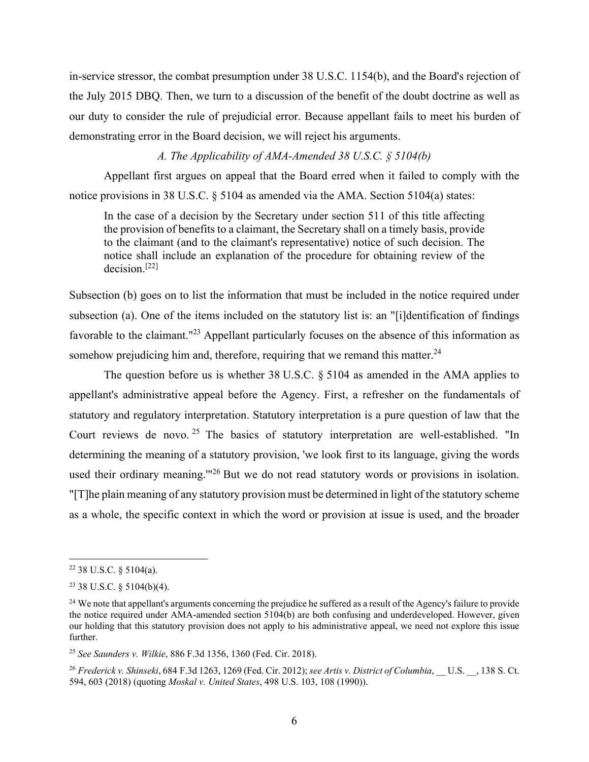in-service stressor, the combat presumption under 38 U.S.C. 1154(b), and the Board's rejection of the July 2015 DBQ. Then, we turn to a discussion of the benefit of the doubt doctrine as well as our duty to consider the rule of prejudicial error. Because appellant fails to meet his burden of demonstrating error in the Board decision, we will reject his arguments.

*A. The Applicability of AMA-Amended 38 U.S.C. § 5104(b)*

Appellant first argues on appeal that the Board erred when it failed to comply with the notice provisions in 38 U.S.C. § 5104 as amended via the AMA. Section 5104(a) states:

> In the case of a decision by the Secretary under section 511 of this title affecting the provision of benefits to a claimant, the Secretary shall on a timely basis, provide to the claimant (and to the claimant's representative) notice of such decision. The notice shall include an explanation of the procedure for obtaining review of the decision.[22]

Subsection (b) goes on to list the information that must be included in the notice required under subsection (a). One of the items included on the statutory list is: an "[i]dentification of findings favorable to the claimant."[23] Appellant particularly focuses on the absence of this information as somehow prejudicing him and, therefore, requiring that we remand this matter.[24]

The question before us is whether 38 U.S.C. § 5104 as amended in the AMA applies to appellant's administrative appeal before the Agency. First, a refresher on the fundamentals of statutory and regulatory interpretation. Statutory interpretation is a pure question of law that the Court reviews de novo.[25] The basics of statutory interpretation are well-established. "In determining the meaning of a statutory provision, 'we look first to its language, giving the words used their ordinary meaning.'"[26] But we do not read statutory words or provisions in isolation. "[T]he plain meaning of any statutory provision must be determined in light of the statutory scheme as a whole, the specific context in which the word or provision at issue is used, and the broader

---

[22] 38 U.S.C. § 5104(a).

[23] 38 U.S.C. § 5104(b)(4).

[24] We note that appellant's arguments concerning the prejudice he suffered as a result of the Agency's failure to provide the notice required under AMA-amended section 5104(b) are both confusing and underdeveloped. However, given our holding that this statutory provision does not apply to his administrative appeal, we need not explore this issue further.

[25] *See Saunders v. Wilkie*, 886 F.3d 1356, 1360 (Fed. Cir. 2018).

[26] *Frederick v. Shinseki*, 684 F.3d 1263, 1269 (Fed. Cir. 2012); *see Artis v. District of Columbia*, __ U.S. __, 138 S. Ct. 594, 603 (2018) (quoting *Moskal v. United States*, 498 U.S. 103, 108 (1990)).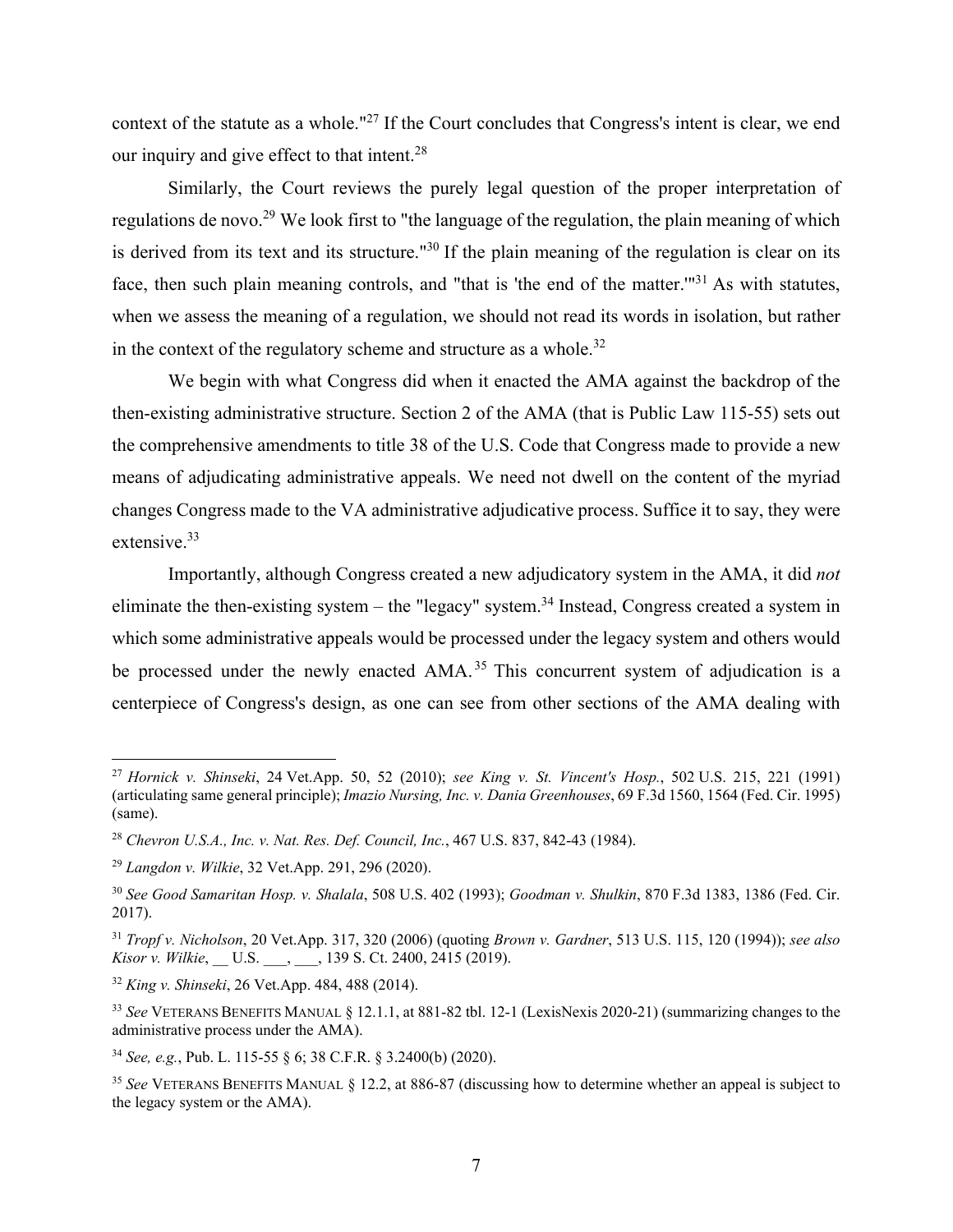context of the statute as a whole."[27] If the Court concludes that Congress's intent is clear, we end our inquiry and give effect to that intent.[28]

Similarly, the Court reviews the purely legal question of the proper interpretation of regulations de novo.[29] We look first to "the language of the regulation, the plain meaning of which is derived from its text and its structure."[30] If the plain meaning of the regulation is clear on its face, then such plain meaning controls, and "that is 'the end of the matter.'"[31] As with statutes, when we assess the meaning of a regulation, we should not read its words in isolation, but rather in the context of the regulatory scheme and structure as a whole.[32]

We begin with what Congress did when it enacted the AMA against the backdrop of the then-existing administrative structure. Section 2 of the AMA (that is Public Law 115-55) sets out the comprehensive amendments to title 38 of the U.S. Code that Congress made to provide a new means of adjudicating administrative appeals. We need not dwell on the content of the myriad changes Congress made to the VA administrative adjudicative process. Suffice it to say, they were extensive.[33]

Importantly, although Congress created a new adjudicatory system in the AMA, it did *not* eliminate the then-existing system – the "legacy" system.[34] Instead, Congress created a system in which some administrative appeals would be processed under the legacy system and others would be processed under the newly enacted AMA.[35] This concurrent system of adjudication is a centerpiece of Congress's design, as one can see from other sections of the AMA dealing with

---

[27] *Hornick v. Shinseki*, 24 Vet.App. 50, 52 (2010); *see King v. St. Vincent's Hosp.*, 502 U.S. 215, 221 (1991) (articulating same general principle); *Imazio Nursing, Inc. v. Dania Greenhouses*, 69 F.3d 1560, 1564 (Fed. Cir. 1995) (same).

[28] *Chevron U.S.A., Inc. v. Nat. Res. Def. Council, Inc.*, 467 U.S. 837, 842-43 (1984).

[29] *Langdon v. Wilkie*, 32 Vet.App. 291, 296 (2020).

[30] *See Good Samaritan Hosp. v. Shalala*, 508 U.S. 402 (1993); *Goodman v. Shulkin*, 870 F.3d 1383, 1386 (Fed. Cir. 2017).

[31] *Tropf v. Nicholson*, 20 Vet.App. 317, 320 (2006) (quoting *Brown v. Gardner*, 513 U.S. 115, 120 (1994)); *see also Kisor v. Wilkie*, __ U.S. ___, ___, 139 S. Ct. 2400, 2415 (2019).

[32] *King v. Shinseki*, 26 Vet.App. 484, 488 (2014).

[33] *See* VETERANS BENEFITS MANUAL § 12.1.1, at 881-82 tbl. 12-1 (LexisNexis 2020-21) (summarizing changes to the administrative process under the AMA).

[34] *See, e.g.*, Pub. L. 115-55 § 6; 38 C.F.R. § 3.2400(b) (2020).

[35] *See* VETERANS BENEFITS MANUAL § 12.2, at 886-87 (discussing how to determine whether an appeal is subject to the legacy system or the AMA).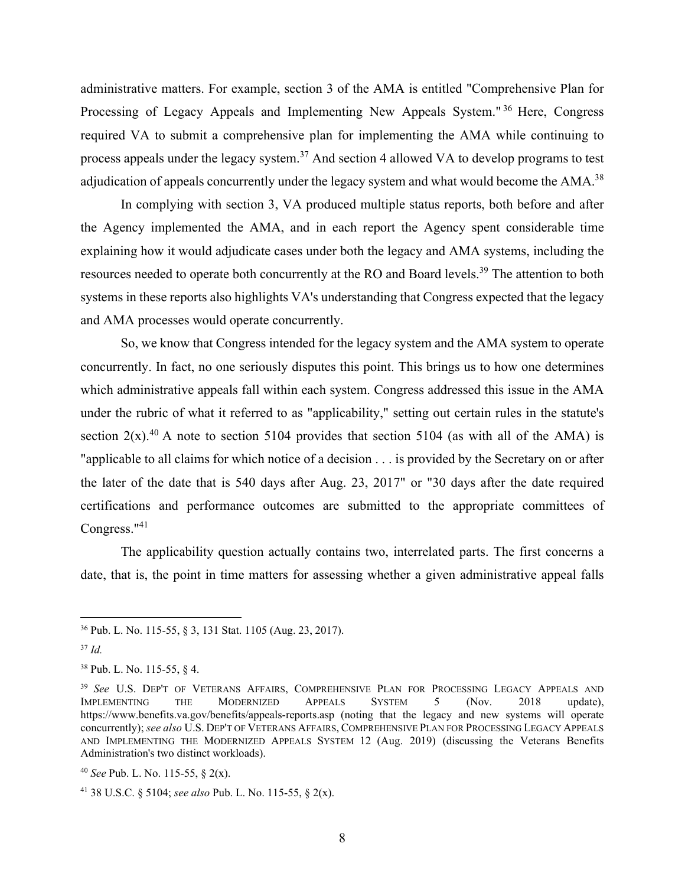administrative matters. For example, section 3 of the AMA is entitled "Comprehensive Plan for Processing of Legacy Appeals and Implementing New Appeals System."[36] Here, Congress required VA to submit a comprehensive plan for implementing the AMA while continuing to process appeals under the legacy system.[37] And section 4 allowed VA to develop programs to test adjudication of appeals concurrently under the legacy system and what would become the AMA.[38]

In complying with section 3, VA produced multiple status reports, both before and after the Agency implemented the AMA, and in each report the Agency spent considerable time explaining how it would adjudicate cases under both the legacy and AMA systems, including the resources needed to operate both concurrently at the RO and Board levels.[39] The attention to both systems in these reports also highlights VA's understanding that Congress expected that the legacy and AMA processes would operate concurrently.

So, we know that Congress intended for the legacy system and the AMA system to operate concurrently. In fact, no one seriously disputes this point. This brings us to how one determines which administrative appeals fall within each system. Congress addressed this issue in the AMA under the rubric of what it referred to as "applicability," setting out certain rules in the statute's section 2(x).[40] A note to section 5104 provides that section 5104 (as with all of the AMA) is "applicable to all claims for which notice of a decision . . . is provided by the Secretary on or after the later of the date that is 540 days after Aug. 23, 2017" or "30 days after the date required certifications and performance outcomes are submitted to the appropriate committees of Congress."[41]

The applicability question actually contains two, interrelated parts. The first concerns a date, that is, the point in time matters for assessing whether a given administrative appeal falls

---

[36] Pub. L. No. 115-55, § 3, 131 Stat. 1105 (Aug. 23, 2017).

[37] *Id.*

[38] Pub. L. No. 115-55, § 4.

[39] *See* U.S. DEP'T OF VETERANS AFFAIRS, COMPREHENSIVE PLAN FOR PROCESSING LEGACY APPEALS AND IMPLEMENTING THE MODERNIZED APPEALS SYSTEM 5 (Nov. 2018 update), https://www.benefits.va.gov/benefits/appeals-reports.asp (noting that the legacy and new systems will operate concurrently); *see also* U.S. DEP'T OF VETERANS AFFAIRS, COMPREHENSIVE PLAN FOR PROCESSING LEGACY APPEALS AND IMPLEMENTING THE MODERNIZED APPEALS SYSTEM 12 (Aug. 2019) (discussing the Veterans Benefits Administration's two distinct workloads).

[40] *See* Pub. L. No. 115-55, § 2(x).

[41] 38 U.S.C. § 5104; *see also* Pub. L. No. 115-55, § 2(x).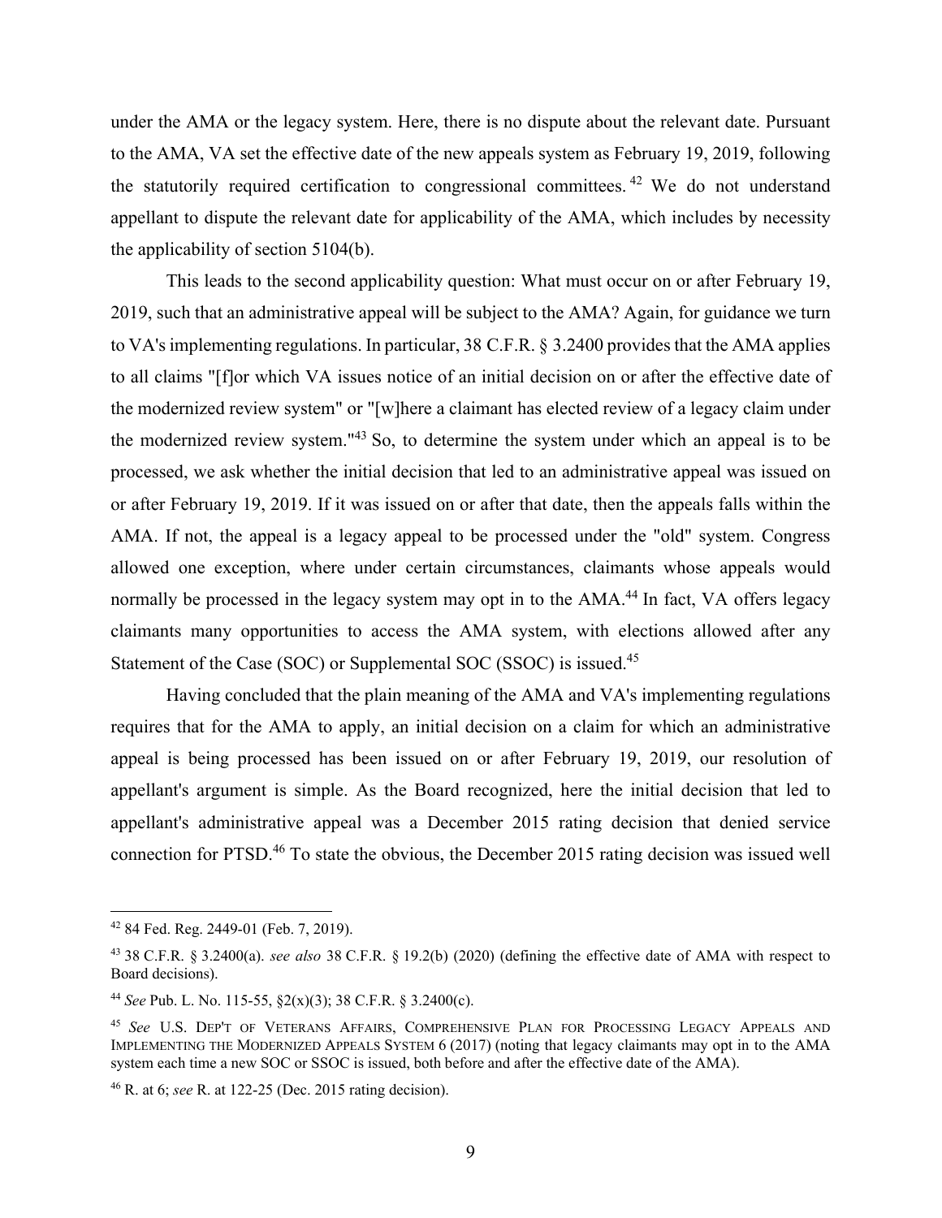under the AMA or the legacy system. Here, there is no dispute about the relevant date. Pursuant to the AMA, VA set the effective date of the new appeals system as February 19, 2019, following the statutorily required certification to congressional committees.[42] We do not understand appellant to dispute the relevant date for applicability of the AMA, which includes by necessity the applicability of section 5104(b).

This leads to the second applicability question: What must occur on or after February 19, 2019, such that an administrative appeal will be subject to the AMA? Again, for guidance we turn to VA's implementing regulations. In particular, 38 C.F.R. § 3.2400 provides that the AMA applies to all claims "[f]or which VA issues notice of an initial decision on or after the effective date of the modernized review system" or "[w]here a claimant has elected review of a legacy claim under the modernized review system."[43] So, to determine the system under which an appeal is to be processed, we ask whether the initial decision that led to an administrative appeal was issued on or after February 19, 2019. If it was issued on or after that date, then the appeals falls within the AMA. If not, the appeal is a legacy appeal to be processed under the "old" system. Congress allowed one exception, where under certain circumstances, claimants whose appeals would normally be processed in the legacy system may opt in to the AMA.[44] In fact, VA offers legacy claimants many opportunities to access the AMA system, with elections allowed after any Statement of the Case (SOC) or Supplemental SOC (SSOC) is issued.[45]

Having concluded that the plain meaning of the AMA and VA's implementing regulations requires that for the AMA to apply, an initial decision on a claim for which an administrative appeal is being processed has been issued on or after February 19, 2019, our resolution of appellant's argument is simple. As the Board recognized, here the initial decision that led to appellant's administrative appeal was a December 2015 rating decision that denied service connection for PTSD.[46] To state the obvious, the December 2015 rating decision was issued well

---

[42] 84 Fed. Reg. 2449-01 (Feb. 7, 2019).

[43] 38 C.F.R. § 3.2400(a). *see also* 38 C.F.R. § 19.2(b) (2020) (defining the effective date of AMA with respect to Board decisions).

[44] *See* Pub. L. No. 115-55, §2(x)(3); 38 C.F.R. § 3.2400(c).

[45] *See* U.S. DEP'T OF VETERANS AFFAIRS, COMPREHENSIVE PLAN FOR PROCESSING LEGACY APPEALS AND IMPLEMENTING THE MODERNIZED APPEALS SYSTEM 6 (2017) (noting that legacy claimants may opt in to the AMA system each time a new SOC or SSOC is issued, both before and after the effective date of the AMA).

[46] R. at 6; *see* R. at 122-25 (Dec. 2015 rating decision).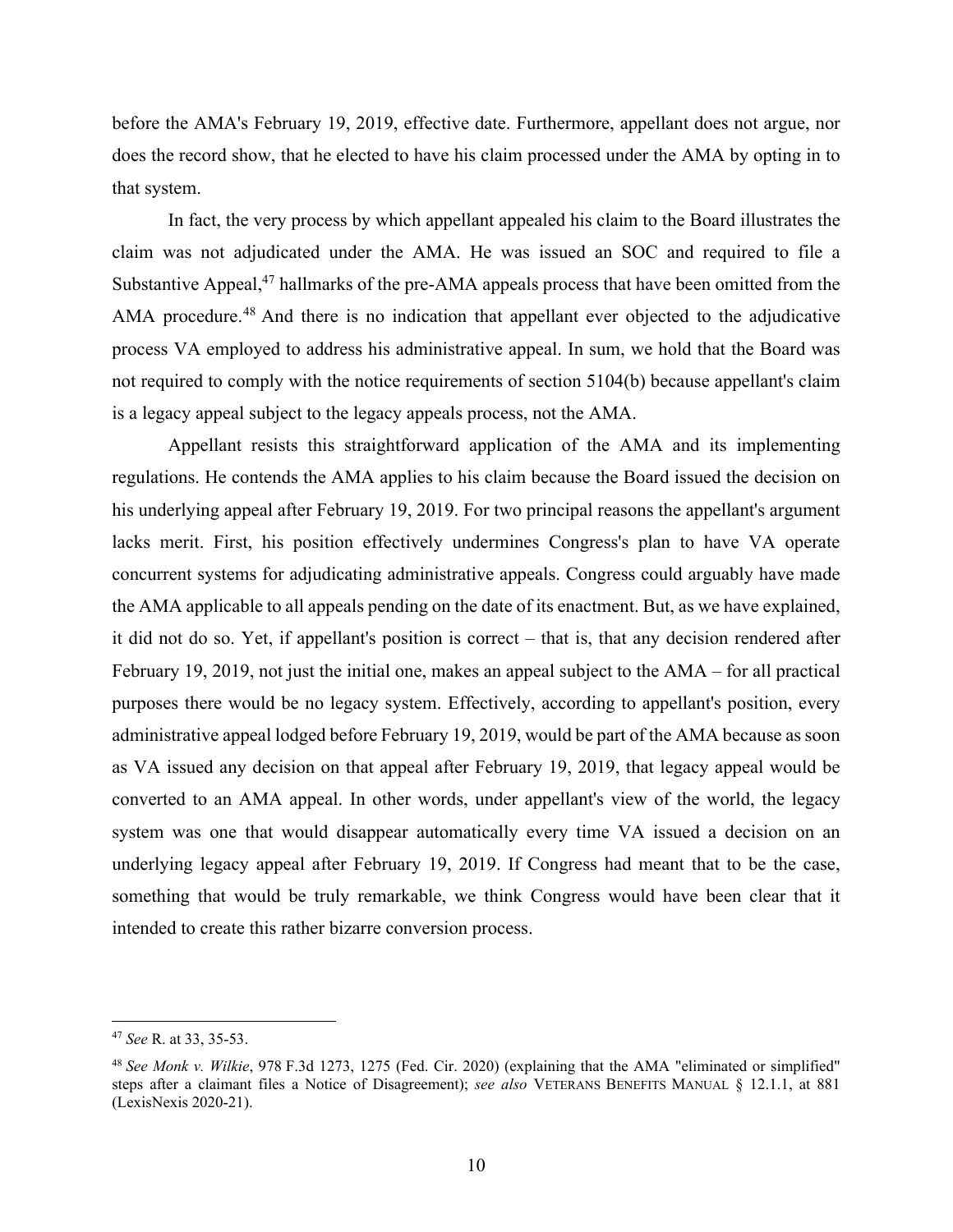before the AMA's February 19, 2019, effective date. Furthermore, appellant does not argue, nor does the record show, that he elected to have his claim processed under the AMA by opting in to that system.

In fact, the very process by which appellant appealed his claim to the Board illustrates the claim was not adjudicated under the AMA. He was issued an SOC and required to file a Substantive Appeal,[47] hallmarks of the pre-AMA appeals process that have been omitted from the AMA procedure.[48] And there is no indication that appellant ever objected to the adjudicative process VA employed to address his administrative appeal. In sum, we hold that the Board was not required to comply with the notice requirements of section 5104(b) because appellant's claim is a legacy appeal subject to the legacy appeals process, not the AMA.

Appellant resists this straightforward application of the AMA and its implementing regulations. He contends the AMA applies to his claim because the Board issued the decision on his underlying appeal after February 19, 2019. For two principal reasons the appellant's argument lacks merit. First, his position effectively undermines Congress's plan to have VA operate concurrent systems for adjudicating administrative appeals. Congress could arguably have made the AMA applicable to all appeals pending on the date of its enactment. But, as we have explained, it did not do so. Yet, if appellant's position is correct – that is, that any decision rendered after February 19, 2019, not just the initial one, makes an appeal subject to the AMA – for all practical purposes there would be no legacy system. Effectively, according to appellant's position, every administrative appeal lodged before February 19, 2019, would be part of the AMA because as soon as VA issued any decision on that appeal after February 19, 2019, that legacy appeal would be converted to an AMA appeal. In other words, under appellant's view of the world, the legacy system was one that would disappear automatically every time VA issued a decision on an underlying legacy appeal after February 19, 2019. If Congress had meant that to be the case, something that would be truly remarkable, we think Congress would have been clear that it intended to create this rather bizarre conversion process.

---

[47] *See* R. at 33, 35-53.

[48] *See Monk v. Wilkie*, 978 F.3d 1273, 1275 (Fed. Cir. 2020) (explaining that the AMA "eliminated or simplified" steps after a claimant files a Notice of Disagreement); *see also* VETERANS BENEFITS MANUAL § 12.1.1, at 881 (LexisNexis 2020-21).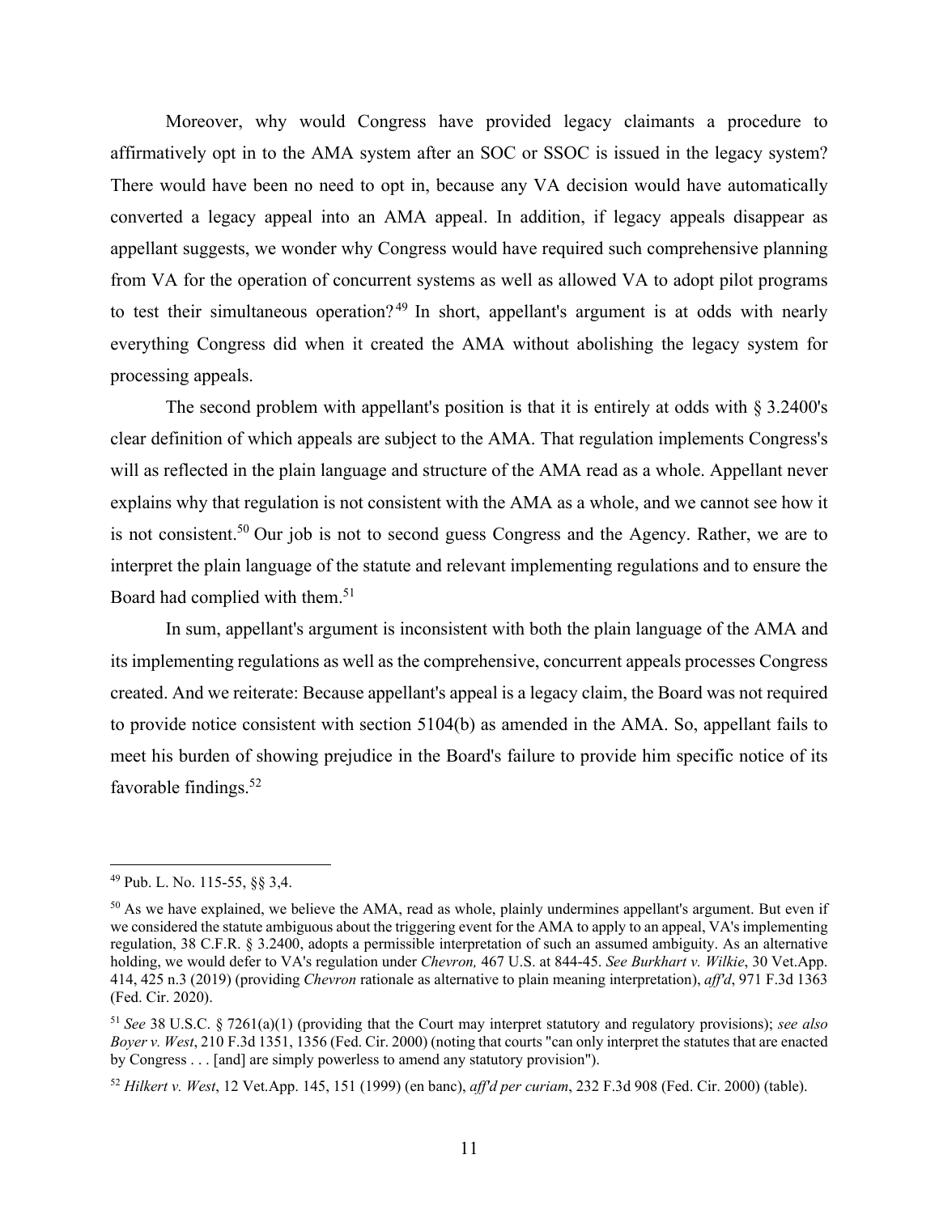Moreover, why would Congress have provided legacy claimants a procedure to affirmatively opt in to the AMA system after an SOC or SSOC is issued in the legacy system? There would have been no need to opt in, because any VA decision would have automatically converted a legacy appeal into an AMA appeal. In addition, if legacy appeals disappear as appellant suggests, we wonder why Congress would have required such comprehensive planning from VA for the operation of concurrent systems as well as allowed VA to adopt pilot programs to test their simultaneous operation?[49] In short, appellant's argument is at odds with nearly everything Congress did when it created the AMA without abolishing the legacy system for processing appeals.

The second problem with appellant's position is that it is entirely at odds with § 3.2400's clear definition of which appeals are subject to the AMA. That regulation implements Congress's will as reflected in the plain language and structure of the AMA read as a whole. Appellant never explains why that regulation is not consistent with the AMA as a whole, and we cannot see how it is not consistent.[50] Our job is not to second guess Congress and the Agency. Rather, we are to interpret the plain language of the statute and relevant implementing regulations and to ensure the Board had complied with them.[51]

In sum, appellant's argument is inconsistent with both the plain language of the AMA and its implementing regulations as well as the comprehensive, concurrent appeals processes Congress created. And we reiterate: Because appellant's appeal is a legacy claim, the Board was not required to provide notice consistent with section 5104(b) as amended in the AMA. So, appellant fails to meet his burden of showing prejudice in the Board's failure to provide him specific notice of its favorable findings.[52]

---

[49] Pub. L. No. 115-55, §§ 3,4.

[50] As we have explained, we believe the AMA, read as whole, plainly undermines appellant's argument. But even if we considered the statute ambiguous about the triggering event for the AMA to apply to an appeal, VA's implementing regulation, 38 C.F.R. § 3.2400, adopts a permissible interpretation of such an assumed ambiguity. As an alternative holding, we would defer to VA's regulation under *Chevron,* 467 U.S. at 844-45. *See Burkhart v. Wilkie*, 30 Vet.App. 414, 425 n.3 (2019) (providing *Chevron* rationale as alternative to plain meaning interpretation), *aff'd*, 971 F.3d 1363 (Fed. Cir. 2020).

[51] *See* 38 U.S.C. § 7261(a)(1) (providing that the Court may interpret statutory and regulatory provisions); *see also Boyer v. West*, 210 F.3d 1351, 1356 (Fed. Cir. 2000) (noting that courts "can only interpret the statutes that are enacted by Congress . . . [and] are simply powerless to amend any statutory provision").

[52] *Hilkert v. West*, 12 Vet.App. 145, 151 (1999) (en banc), *aff'd per curiam*, 232 F.3d 908 (Fed. Cir. 2000) (table).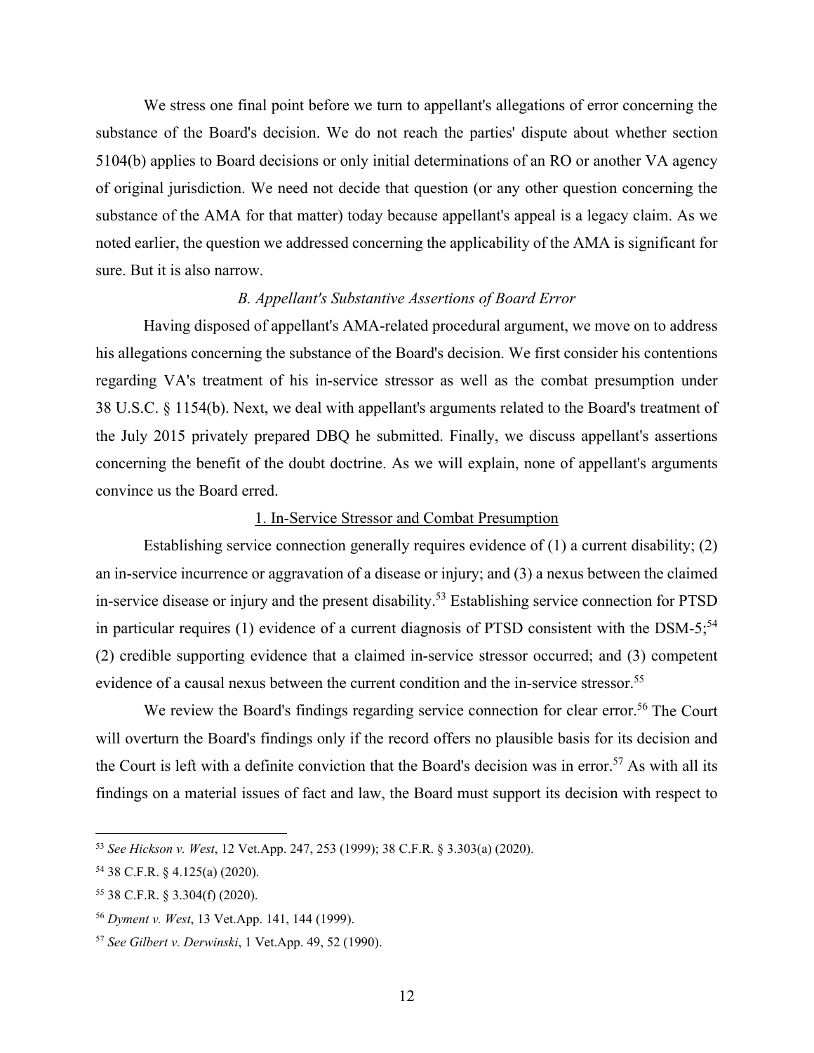We stress one final point before we turn to appellant's allegations of error concerning the substance of the Board's decision. We do not reach the parties' dispute about whether section 5104(b) applies to Board decisions or only initial determinations of an RO or another VA agency of original jurisdiction. We need not decide that question (or any other question concerning the substance of the AMA for that matter) today because appellant's appeal is a legacy claim. As we noted earlier, the question we addressed concerning the applicability of the AMA is significant for sure. But it is also narrow.

### *B. Appellant's Substantive Assertions of Board Error*

Having disposed of appellant's AMA-related procedural argument, we move on to address his allegations concerning the substance of the Board's decision. We first consider his contentions regarding VA's treatment of his in-service stressor as well as the combat presumption under 38 U.S.C. § 1154(b). Next, we deal with appellant's arguments related to the Board's treatment of the July 2015 privately prepared DBQ he submitted. Finally, we discuss appellant's assertions concerning the benefit of the doubt doctrine. As we will explain, none of appellant's arguments convince us the Board erred.

#### 1. In-Service Stressor and Combat Presumption

Establishing service connection generally requires evidence of (1) a current disability; (2) an in-service incurrence or aggravation of a disease or injury; and (3) a nexus between the claimed in-service disease or injury and the present disability.[53] Establishing service connection for PTSD in particular requires (1) evidence of a current diagnosis of PTSD consistent with the DSM-5;[54] (2) credible supporting evidence that a claimed in-service stressor occurred; and (3) competent evidence of a causal nexus between the current condition and the in-service stressor.[55]

We review the Board's findings regarding service connection for clear error.[56] The Court will overturn the Board's findings only if the record offers no plausible basis for its decision and the Court is left with a definite conviction that the Board's decision was in error.[57] As with all its findings on a material issues of fact and law, the Board must support its decision with respect to

---

[53] *See Hickson v. West*, 12 Vet.App. 247, 253 (1999); 38 C.F.R. § 3.303(a) (2020).

[54] 38 C.F.R. § 4.125(a) (2020).

[55] 38 C.F.R. § 3.304(f) (2020).

[56] *Dyment v. West*, 13 Vet.App. 141, 144 (1999).

[57] *See Gilbert v. Derwinski*, 1 Vet.App. 49, 52 (1990).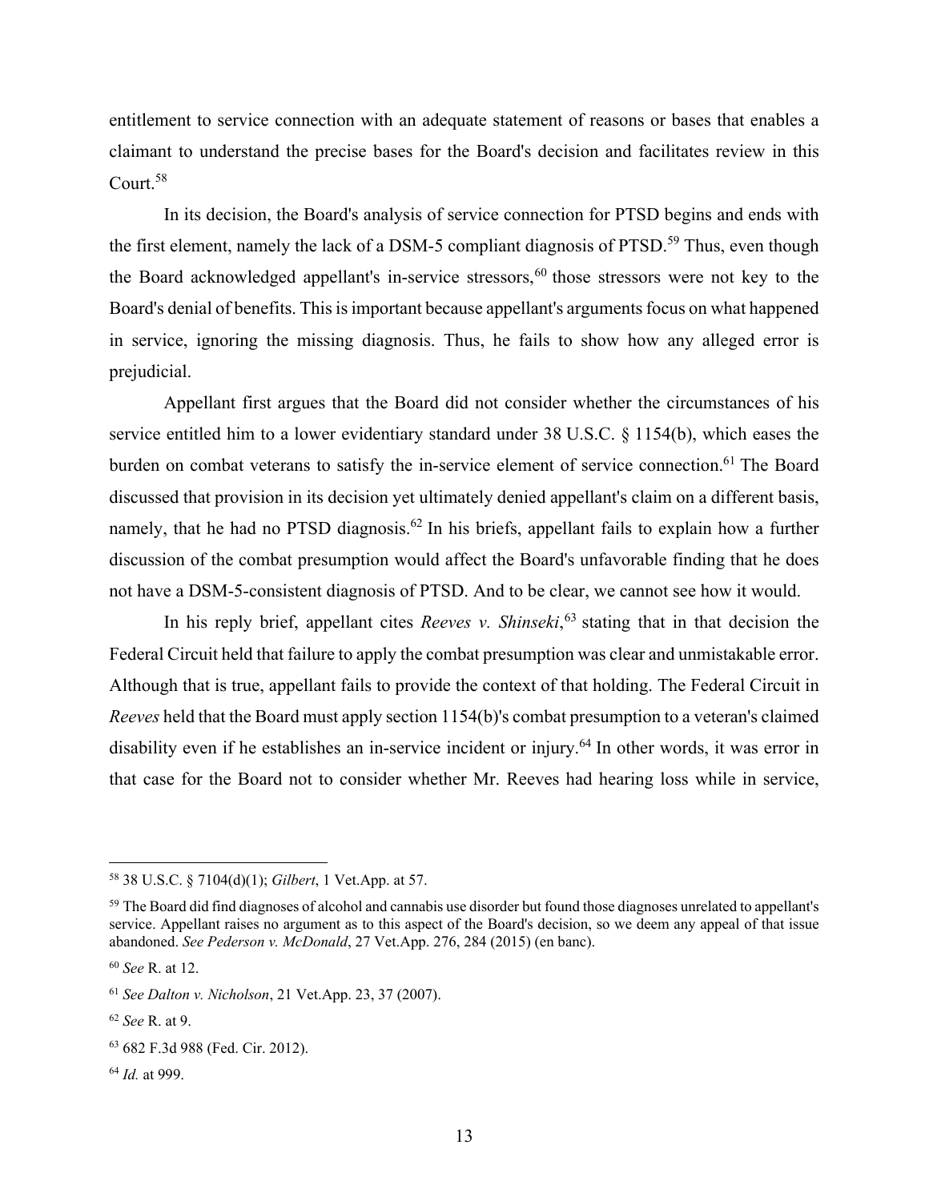entitlement to service connection with an adequate statement of reasons or bases that enables a claimant to understand the precise bases for the Board's decision and facilitates review in this Court.[58]

In its decision, the Board's analysis of service connection for PTSD begins and ends with the first element, namely the lack of a DSM-5 compliant diagnosis of PTSD.[59] Thus, even though the Board acknowledged appellant's in-service stressors,[60] those stressors were not key to the Board's denial of benefits. This is important because appellant's arguments focus on what happened in service, ignoring the missing diagnosis. Thus, he fails to show how any alleged error is prejudicial.

Appellant first argues that the Board did not consider whether the circumstances of his service entitled him to a lower evidentiary standard under 38 U.S.C. § 1154(b), which eases the burden on combat veterans to satisfy the in-service element of service connection.[61] The Board discussed that provision in its decision yet ultimately denied appellant's claim on a different basis, namely, that he had no PTSD diagnosis.[62] In his briefs, appellant fails to explain how a further discussion of the combat presumption would affect the Board's unfavorable finding that he does not have a DSM-5-consistent diagnosis of PTSD. And to be clear, we cannot see how it would.

In his reply brief, appellant cites *Reeves v. Shinseki*,[63] stating that in that decision the Federal Circuit held that failure to apply the combat presumption was clear and unmistakable error. Although that is true, appellant fails to provide the context of that holding. The Federal Circuit in *Reeves* held that the Board must apply section 1154(b)'s combat presumption to a veteran's claimed disability even if he establishes an in-service incident or injury.[64] In other words, it was error in that case for the Board not to consider whether Mr. Reeves had hearing loss while in service,

---

[58] 38 U.S.C. § 7104(d)(1); *Gilbert*, 1 Vet.App. at 57.

[59] The Board did find diagnoses of alcohol and cannabis use disorder but found those diagnoses unrelated to appellant's service. Appellant raises no argument as to this aspect of the Board's decision, so we deem any appeal of that issue abandoned. *See Pederson v. McDonald*, 27 Vet.App. 276, 284 (2015) (en banc).

[60] *See* R. at 12.

[61] *See Dalton v. Nicholson*, 21 Vet.App. 23, 37 (2007).

[62] *See* R. at 9.

[63] 682 F.3d 988 (Fed. Cir. 2012).

[64] *Id.* at 999.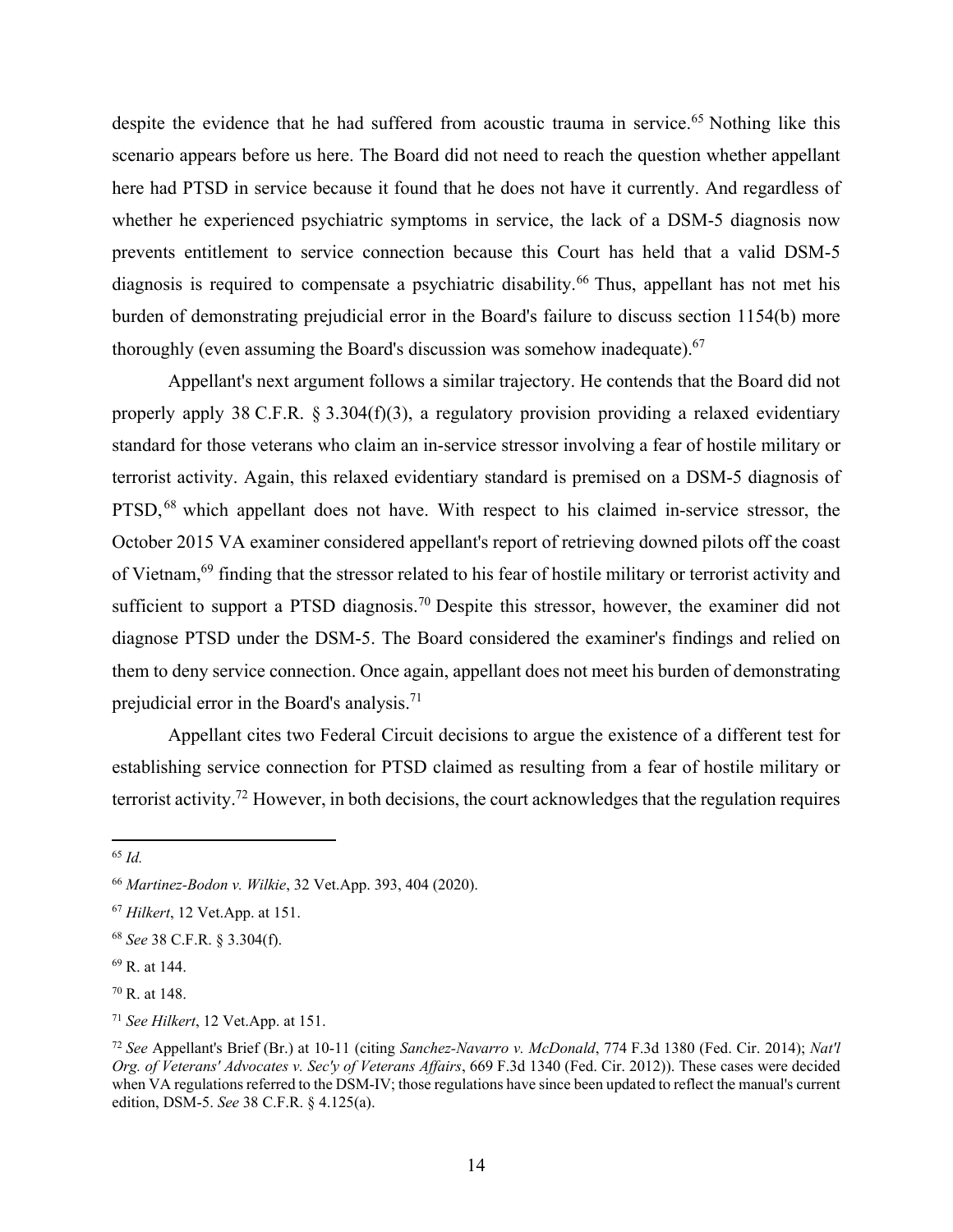despite the evidence that he had suffered from acoustic trauma in service.[65] Nothing like this scenario appears before us here. The Board did not need to reach the question whether appellant here had PTSD in service because it found that he does not have it currently. And regardless of whether he experienced psychiatric symptoms in service, the lack of a DSM-5 diagnosis now prevents entitlement to service connection because this Court has held that a valid DSM-5 diagnosis is required to compensate a psychiatric disability.[66] Thus, appellant has not met his burden of demonstrating prejudicial error in the Board's failure to discuss section 1154(b) more thoroughly (even assuming the Board's discussion was somehow inadequate).[67]

Appellant's next argument follows a similar trajectory. He contends that the Board did not properly apply 38 C.F.R. § 3.304(f)(3), a regulatory provision providing a relaxed evidentiary standard for those veterans who claim an in-service stressor involving a fear of hostile military or terrorist activity. Again, this relaxed evidentiary standard is premised on a DSM-5 diagnosis of PTSD,[68] which appellant does not have. With respect to his claimed in-service stressor, the October 2015 VA examiner considered appellant's report of retrieving downed pilots off the coast of Vietnam,[69] finding that the stressor related to his fear of hostile military or terrorist activity and sufficient to support a PTSD diagnosis.[70] Despite this stressor, however, the examiner did not diagnose PTSD under the DSM-5. The Board considered the examiner's findings and relied on them to deny service connection. Once again, appellant does not meet his burden of demonstrating prejudicial error in the Board's analysis.[71]

Appellant cites two Federal Circuit decisions to argue the existence of a different test for establishing service connection for PTSD claimed as resulting from a fear of hostile military or terrorist activity.[72] However, in both decisions, the court acknowledges that the regulation requires

---

[65] *Id.*

[66] *Martinez-Bodon v. Wilkie*, 32 Vet.App. 393, 404 (2020).

[67] *Hilkert*, 12 Vet.App. at 151.

[68] *See* 38 C.F.R. § 3.304(f).

[69] R. at 144.

[70] R. at 148.

[71] *See Hilkert*, 12 Vet.App. at 151.

[72] *See* Appellant's Brief (Br.) at 10-11 (citing *Sanchez-Navarro v. McDonald*, 774 F.3d 1380 (Fed. Cir. 2014); *Nat'l Org. of Veterans' Advocates v. Sec'y of Veterans Affairs*, 669 F.3d 1340 (Fed. Cir. 2012)). These cases were decided when VA regulations referred to the DSM-IV; those regulations have since been updated to reflect the manual's current edition, DSM-5. *See* 38 C.F.R. § 4.125(a).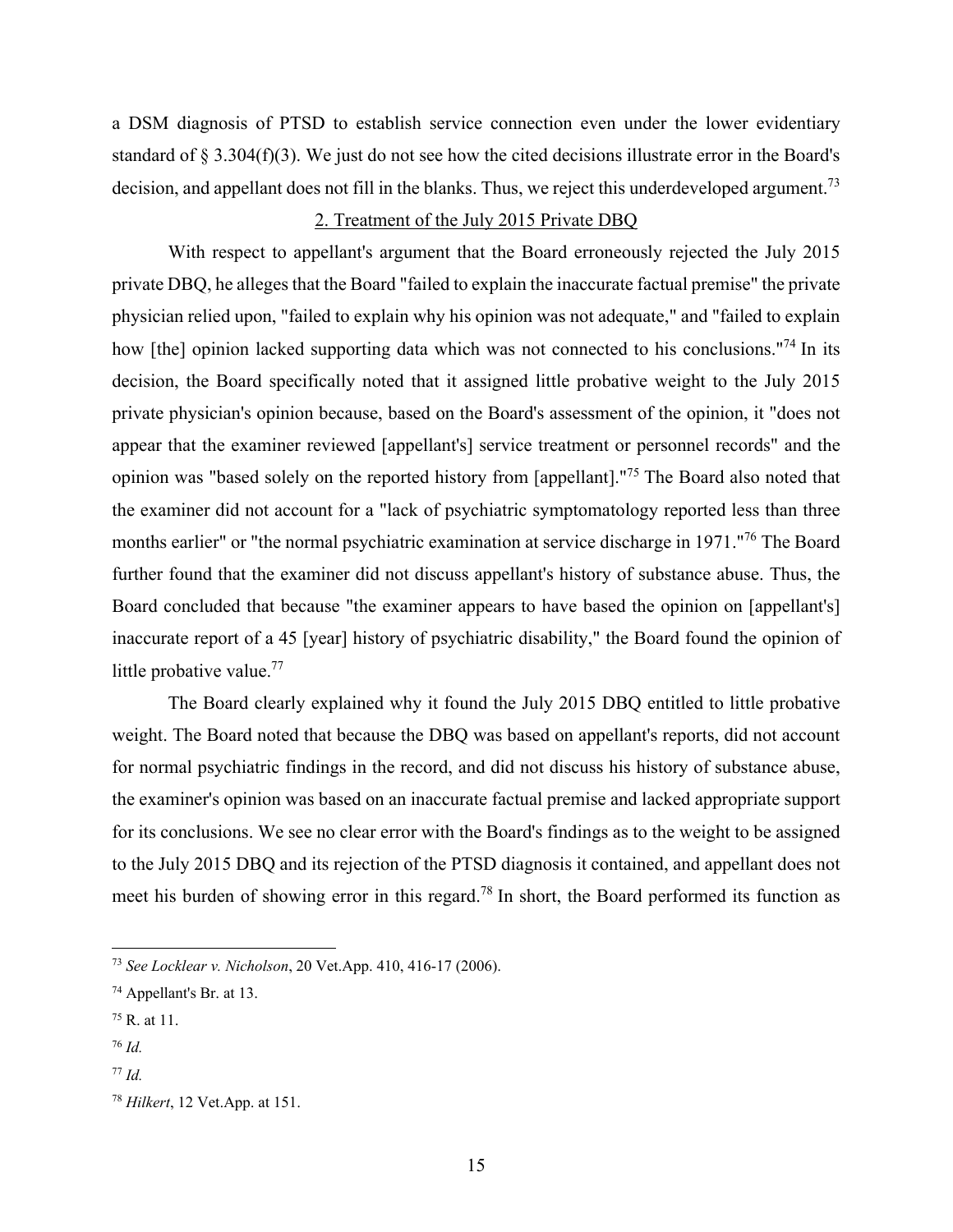a DSM diagnosis of PTSD to establish service connection even under the lower evidentiary standard of § 3.304(f)(3). We just do not see how the cited decisions illustrate error in the Board's decision, and appellant does not fill in the blanks. Thus, we reject this underdeveloped argument.[73]

2. Treatment of the July 2015 Private DBQ

With respect to appellant's argument that the Board erroneously rejected the July 2015 private DBQ, he alleges that the Board "failed to explain the inaccurate factual premise" the private physician relied upon, "failed to explain why his opinion was not adequate," and "failed to explain how [the] opinion lacked supporting data which was not connected to his conclusions."[74] In its decision, the Board specifically noted that it assigned little probative weight to the July 2015 private physician's opinion because, based on the Board's assessment of the opinion, it "does not appear that the examiner reviewed [appellant's] service treatment or personnel records" and the opinion was "based solely on the reported history from [appellant]."[75] The Board also noted that the examiner did not account for a "lack of psychiatric symptomatology reported less than three months earlier" or "the normal psychiatric examination at service discharge in 1971."[76] The Board further found that the examiner did not discuss appellant's history of substance abuse. Thus, the Board concluded that because "the examiner appears to have based the opinion on [appellant's] inaccurate report of a 45 [year] history of psychiatric disability," the Board found the opinion of little probative value.[77]

The Board clearly explained why it found the July 2015 DBQ entitled to little probative weight. The Board noted that because the DBQ was based on appellant's reports, did not account for normal psychiatric findings in the record, and did not discuss his history of substance abuse, the examiner's opinion was based on an inaccurate factual premise and lacked appropriate support for its conclusions. We see no clear error with the Board's findings as to the weight to be assigned to the July 2015 DBQ and its rejection of the PTSD diagnosis it contained, and appellant does not meet his burden of showing error in this regard.[78] In short, the Board performed its function as

---

[73] *See Locklear v. Nicholson*, 20 Vet.App. 410, 416-17 (2006).

[74] Appellant's Br. at 13.

[75] R. at 11.

[76] *Id.*

[77] *Id.*

[78] *Hilkert*, 12 Vet.App. at 151.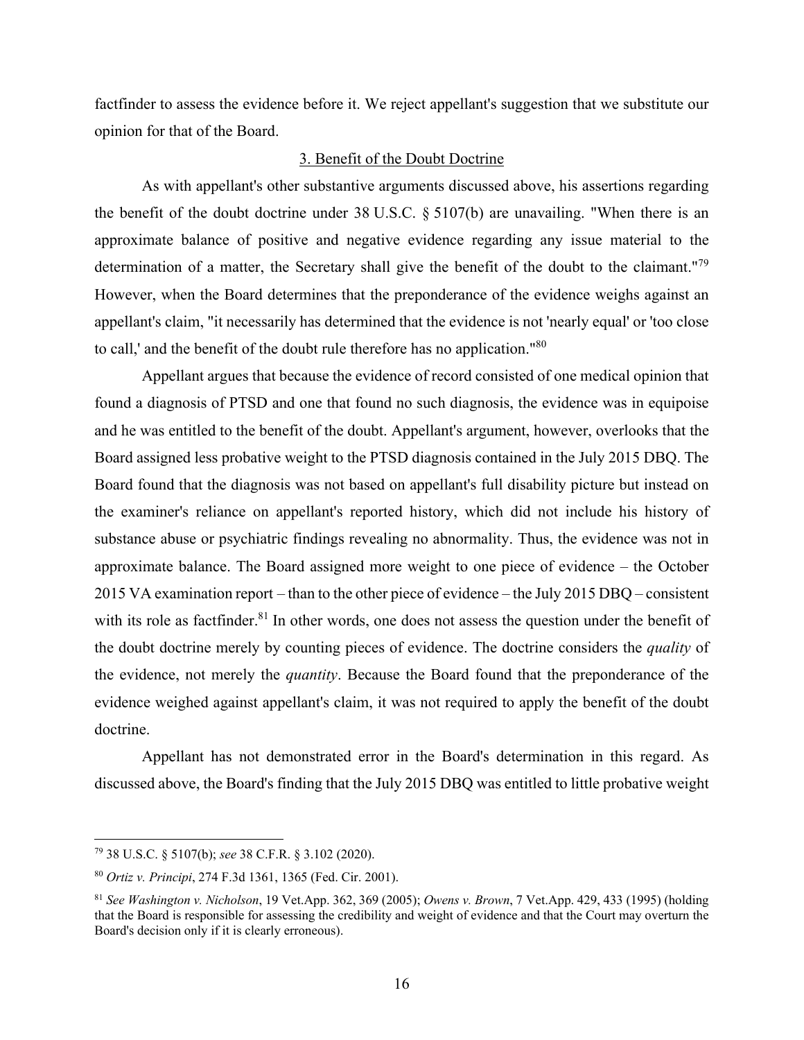factfinder to assess the evidence before it. We reject appellant's suggestion that we substitute our opinion for that of the Board.

### 3. Benefit of the Doubt Doctrine

As with appellant's other substantive arguments discussed above, his assertions regarding the benefit of the doubt doctrine under 38 U.S.C. § 5107(b) are unavailing. "When there is an approximate balance of positive and negative evidence regarding any issue material to the determination of a matter, the Secretary shall give the benefit of the doubt to the claimant."[79] However, when the Board determines that the preponderance of the evidence weighs against an appellant's claim, "it necessarily has determined that the evidence is not 'nearly equal' or 'too close to call,' and the benefit of the doubt rule therefore has no application."[80]

Appellant argues that because the evidence of record consisted of one medical opinion that found a diagnosis of PTSD and one that found no such diagnosis, the evidence was in equipoise and he was entitled to the benefit of the doubt. Appellant's argument, however, overlooks that the Board assigned less probative weight to the PTSD diagnosis contained in the July 2015 DBQ. The Board found that the diagnosis was not based on appellant's full disability picture but instead on the examiner's reliance on appellant's reported history, which did not include his history of substance abuse or psychiatric findings revealing no abnormality. Thus, the evidence was not in approximate balance. The Board assigned more weight to one piece of evidence – the October 2015 VA examination report – than to the other piece of evidence – the July 2015 DBQ – consistent with its role as factfinder.[81] In other words, one does not assess the question under the benefit of the doubt doctrine merely by counting pieces of evidence. The doctrine considers the *quality* of the evidence, not merely the *quantity*. Because the Board found that the preponderance of the evidence weighed against appellant's claim, it was not required to apply the benefit of the doubt doctrine.

Appellant has not demonstrated error in the Board's determination in this regard. As discussed above, the Board's finding that the July 2015 DBQ was entitled to little probative weight

---

[79] 38 U.S.C. § 5107(b); *see* 38 C.F.R. § 3.102 (2020).

[80] *Ortiz v. Principi*, 274 F.3d 1361, 1365 (Fed. Cir. 2001).

[81] *See Washington v. Nicholson*, 19 Vet.App. 362, 369 (2005); *Owens v. Brown*, 7 Vet.App. 429, 433 (1995) (holding that the Board is responsible for assessing the credibility and weight of evidence and that the Court may overturn the Board's decision only if it is clearly erroneous).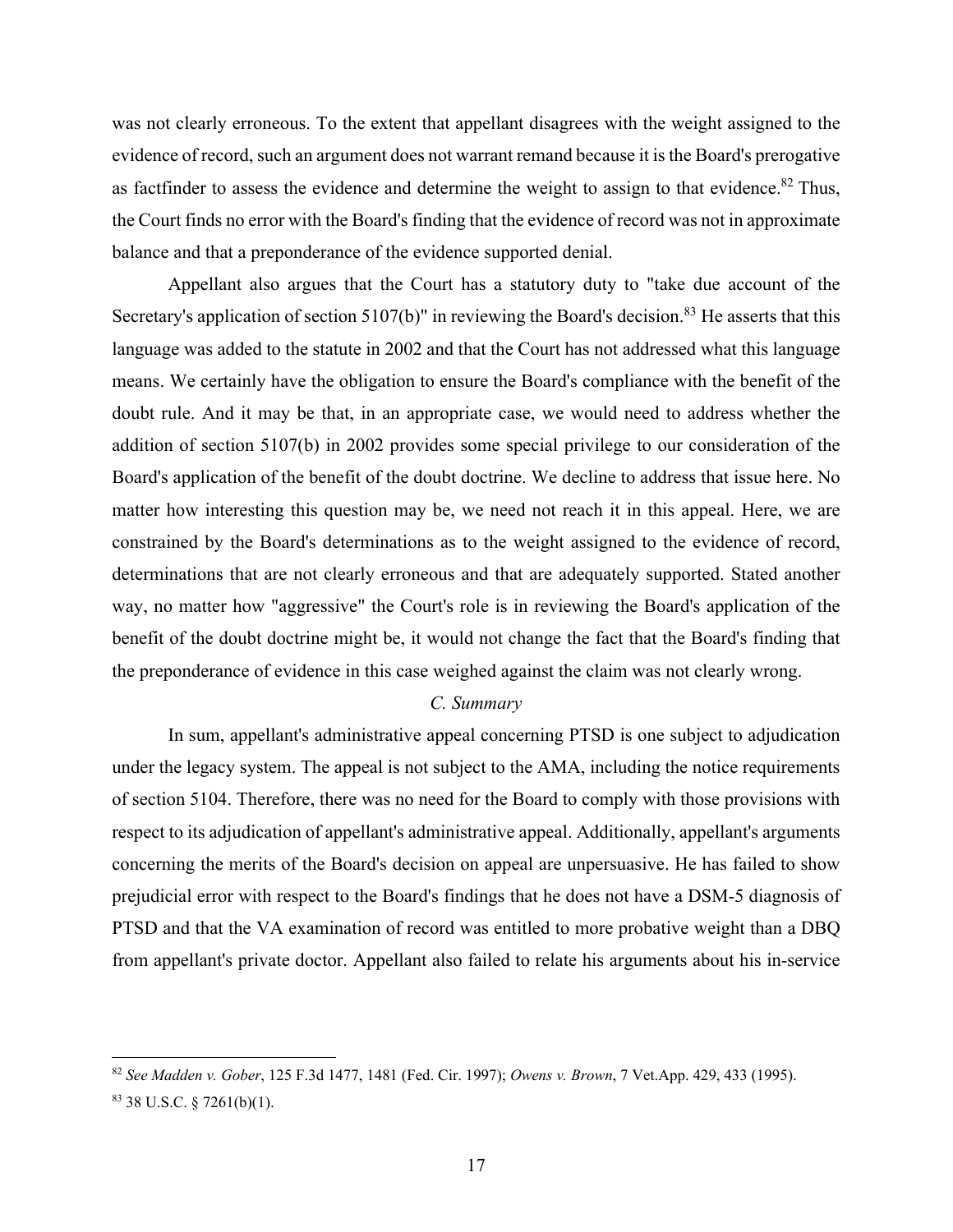was not clearly erroneous. To the extent that appellant disagrees with the weight assigned to the evidence of record, such an argument does not warrant remand because it is the Board's prerogative as factfinder to assess the evidence and determine the weight to assign to that evidence.[82] Thus, the Court finds no error with the Board's finding that the evidence of record was not in approximate balance and that a preponderance of the evidence supported denial.

Appellant also argues that the Court has a statutory duty to "take due account of the Secretary's application of section 5107(b)" in reviewing the Board's decision.[83] He asserts that this language was added to the statute in 2002 and that the Court has not addressed what this language means. We certainly have the obligation to ensure the Board's compliance with the benefit of the doubt rule. And it may be that, in an appropriate case, we would need to address whether the addition of section 5107(b) in 2002 provides some special privilege to our consideration of the Board's application of the benefit of the doubt doctrine. We decline to address that issue here. No matter how interesting this question may be, we need not reach it in this appeal. Here, we are constrained by the Board's determinations as to the weight assigned to the evidence of record, determinations that are not clearly erroneous and that are adequately supported. Stated another way, no matter how "aggressive" the Court's role is in reviewing the Board's application of the benefit of the doubt doctrine might be, it would not change the fact that the Board's finding that the preponderance of evidence in this case weighed against the claim was not clearly wrong.

*C. Summary*

In sum, appellant's administrative appeal concerning PTSD is one subject to adjudication under the legacy system. The appeal is not subject to the AMA, including the notice requirements of section 5104. Therefore, there was no need for the Board to comply with those provisions with respect to its adjudication of appellant's administrative appeal. Additionally, appellant's arguments concerning the merits of the Board's decision on appeal are unpersuasive. He has failed to show prejudicial error with respect to the Board's findings that he does not have a DSM-5 diagnosis of PTSD and that the VA examination of record was entitled to more probative weight than a DBQ from appellant's private doctor. Appellant also failed to relate his arguments about his in-service

---

[82] *See Madden v. Gober*, 125 F.3d 1477, 1481 (Fed. Cir. 1997); *Owens v. Brown*, 7 Vet.App. 429, 433 (1995).

[83] 38 U.S.C. § 7261(b)(1).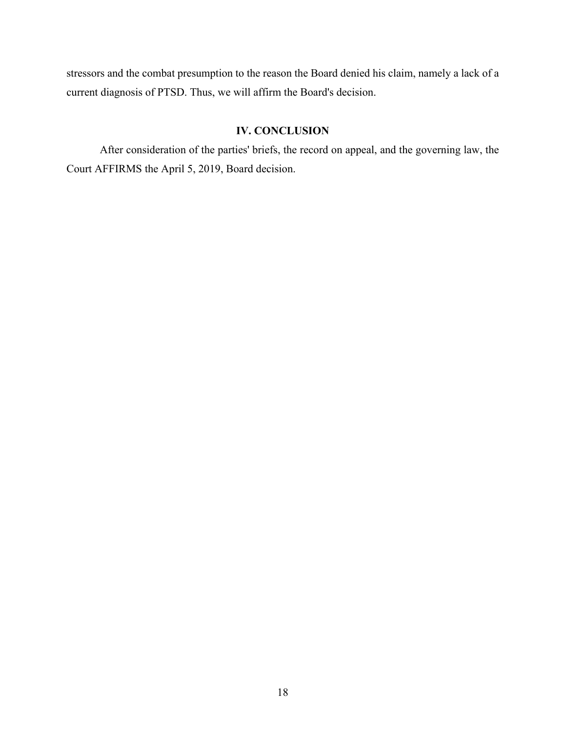stressors and the combat presumption to the reason the Board denied his claim, namely a lack of a current diagnosis of PTSD. Thus, we will affirm the Board's decision.

## IV. CONCLUSION

After consideration of the parties' briefs, the record on appeal, and the governing law, the Court AFFIRMS the April 5, 2019, Board decision.